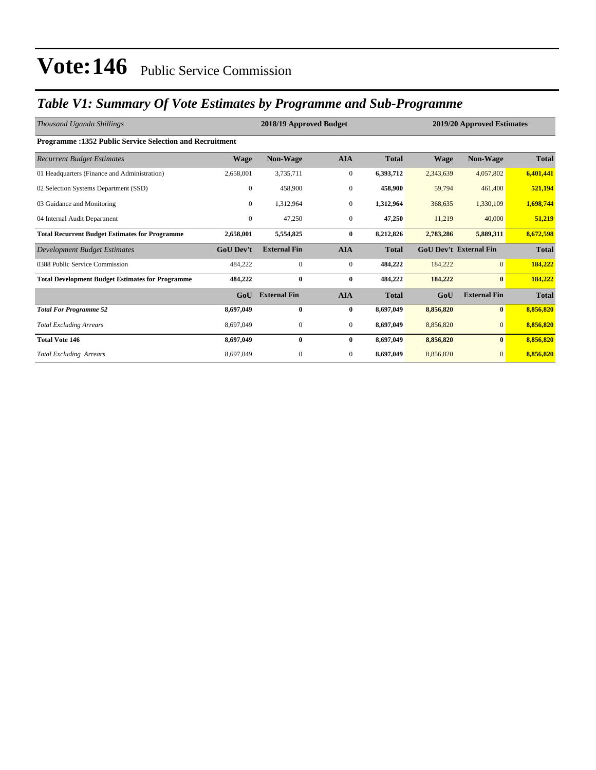# Vote:146 Public Service Commission

## *Table V1: Summary Of Vote Estimates by Programme and Sub-Programme*

| *Thousand Uganda Shillings* | 2018/19 Approved Budget | | | | 2019/20 Approved Estimates | | |
|---|---|---|---|---|---|---|---|
| **Programme :1352 Public Service Selection and Recruitment** | | | | | | | |
| *Recurrent Budget Estimates* | **Wage** | **Non-Wage** | **AIA** | **Total** | **Wage** | **Non-Wage** | **Total** |
| 01 Headquarters (Finance and Administration) | 2,658,001 | 3,735,711 | 0 | **6,393,712** | 2,343,639 | 4,057,802 | **6,401,441** |
| 02 Selection Systems Department (SSD) | 0 | 458,900 | 0 | **458,900** | 59,794 | 461,400 | **521,194** |
| 03 Guidance and Monitoring | 0 | 1,312,964 | 0 | **1,312,964** | 368,635 | 1,330,109 | **1,698,744** |
| 04 Internal Audit Department | 0 | 47,250 | 0 | **47,250** | 11,219 | 40,000 | **51,219** |
| **Total Recurrent Budget Estimates for Programme** | **2,658,001** | **5,554,825** | **0** | **8,212,826** | **2,783,286** | **5,889,311** | **8,672,598** |
| *Development Budget Estimates* | **GoU Dev't** | **External Fin** | **AIA** | **Total** | **GoU Dev't** | **External Fin** | **Total** |
| 0388 Public Service Commission | 484,222 | 0 | 0 | **484,222** | 184,222 | 0 | **184,222** |
| **Total Development Budget Estimates for Programme** | **484,222** | **0** | **0** | **484,222** | **184,222** | **0** | **184,222** |
| | **GoU** | **External Fin** | **AIA** | **Total** | **GoU** | **External Fin** | **Total** |
| ***Total For Programme 52*** | **8,697,049** | **0** | **0** | **8,697,049** | **8,856,820** | **0** | **8,856,820** |
| *Total Excluding Arrears* | 8,697,049 | 0 | 0 | **8,697,049** | 8,856,820 | 0 | **8,856,820** |
| **Total Vote 146** | **8,697,049** | **0** | **0** | **8,697,049** | **8,856,820** | **0** | **8,856,820** |
| *Total Excluding Arrears* | 8,697,049 | 0 | 0 | **8,697,049** | 8,856,820 | 0 | **8,856,820** |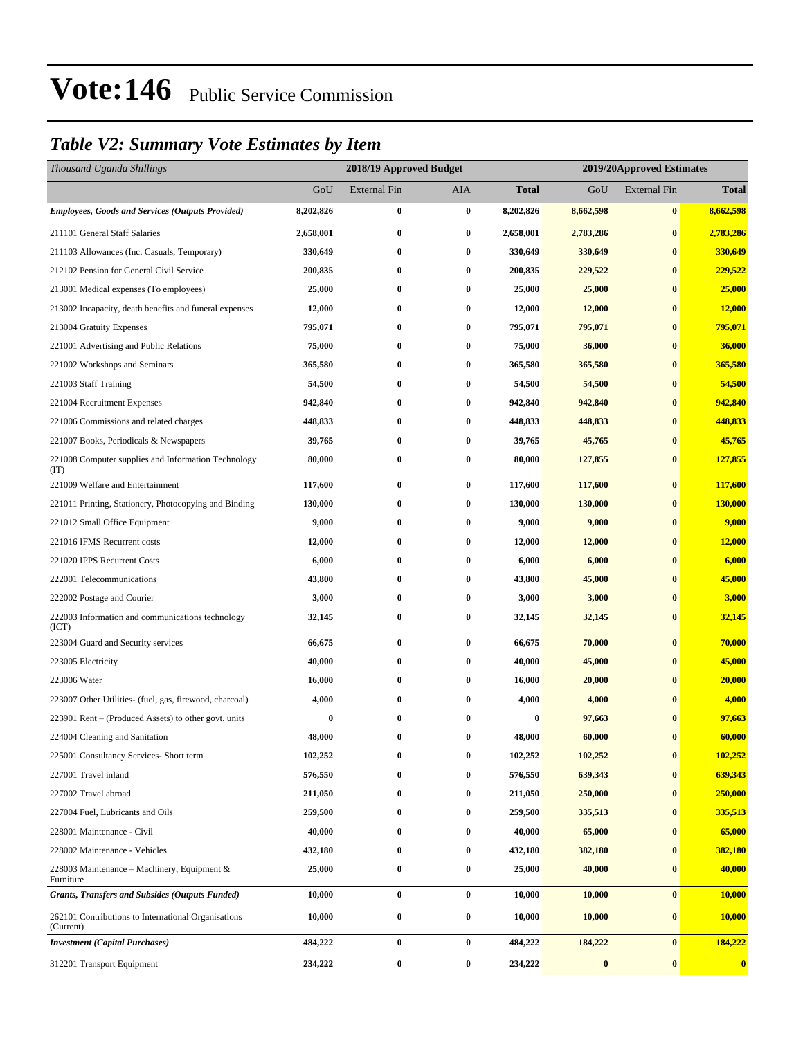# Vote:146 Public Service Commission

## *Table V2: Summary Vote Estimates by Item*

| *Thousand Uganda Shillings* | 2018/19 Approved Budget | | | | 2019/20Approved Estimates | | |
|---|---|---|---|---|---|---|---|
| | GoU | External Fin | AIA | **Total** | GoU | External Fin | **Total** |
| ***Employees, Goods and Services (Outputs Provided)*** | **8,202,826** | **0** | **0** | **8,202,826** | **8,662,598** | **0** | **8,662,598** |
| 211101 General Staff Salaries | **2,658,001** | **0** | **0** | **2,658,001** | **2,783,286** | **0** | **2,783,286** |
| 211103 Allowances (Inc. Casuals, Temporary) | **330,649** | **0** | **0** | **330,649** | **330,649** | **0** | **330,649** |
| 212102 Pension for General Civil Service | **200,835** | **0** | **0** | **200,835** | **229,522** | **0** | **229,522** |
| 213001 Medical expenses (To employees) | **25,000** | **0** | **0** | **25,000** | **25,000** | **0** | **25,000** |
| 213002 Incapacity, death benefits and funeral expenses | **12,000** | **0** | **0** | **12,000** | **12,000** | **0** | **12,000** |
| 213004 Gratuity Expenses | **795,071** | **0** | **0** | **795,071** | **795,071** | **0** | **795,071** |
| 221001 Advertising and Public Relations | **75,000** | **0** | **0** | **75,000** | **36,000** | **0** | **36,000** |
| 221002 Workshops and Seminars | **365,580** | **0** | **0** | **365,580** | **365,580** | **0** | **365,580** |
| 221003 Staff Training | **54,500** | **0** | **0** | **54,500** | **54,500** | **0** | **54,500** |
| 221004 Recruitment Expenses | **942,840** | **0** | **0** | **942,840** | **942,840** | **0** | **942,840** |
| 221006 Commissions and related charges | **448,833** | **0** | **0** | **448,833** | **448,833** | **0** | **448,833** |
| 221007 Books, Periodicals & Newspapers | **39,765** | **0** | **0** | **39,765** | **45,765** | **0** | **45,765** |
| 221008 Computer supplies and Information Technology (IT) | **80,000** | **0** | **0** | **80,000** | **127,855** | **0** | **127,855** |
| 221009 Welfare and Entertainment | **117,600** | **0** | **0** | **117,600** | **117,600** | **0** | **117,600** |
| 221011 Printing, Stationery, Photocopying and Binding | **130,000** | **0** | **0** | **130,000** | **130,000** | **0** | **130,000** |
| 221012 Small Office Equipment | **9,000** | **0** | **0** | **9,000** | **9,000** | **0** | **9,000** |
| 221016 IFMS Recurrent costs | **12,000** | **0** | **0** | **12,000** | **12,000** | **0** | **12,000** |
| 221020 IPPS Recurrent Costs | **6,000** | **0** | **0** | **6,000** | **6,000** | **0** | **6,000** |
| 222001 Telecommunications | **43,800** | **0** | **0** | **43,800** | **45,000** | **0** | **45,000** |
| 222002 Postage and Courier | **3,000** | **0** | **0** | **3,000** | **3,000** | **0** | **3,000** |
| 222003 Information and communications technology (ICT) | **32,145** | **0** | **0** | **32,145** | **32,145** | **0** | **32,145** |
| 223004 Guard and Security services | **66,675** | **0** | **0** | **66,675** | **70,000** | **0** | **70,000** |
| 223005 Electricity | **40,000** | **0** | **0** | **40,000** | **45,000** | **0** | **45,000** |
| 223006 Water | **16,000** | **0** | **0** | **16,000** | **20,000** | **0** | **20,000** |
| 223007 Other Utilities- (fuel, gas, firewood, charcoal) | **4,000** | **0** | **0** | **4,000** | **4,000** | **0** | **4,000** |
| 223901 Rent – (Produced Assets) to other govt. units | **0** | **0** | **0** | **0** | **97,663** | **0** | **97,663** |
| 224004 Cleaning and Sanitation | **48,000** | **0** | **0** | **48,000** | **60,000** | **0** | **60,000** |
| 225001 Consultancy Services- Short term | **102,252** | **0** | **0** | **102,252** | **102,252** | **0** | **102,252** |
| 227001 Travel inland | **576,550** | **0** | **0** | **576,550** | **639,343** | **0** | **639,343** |
| 227002 Travel abroad | **211,050** | **0** | **0** | **211,050** | **250,000** | **0** | **250,000** |
| 227004 Fuel, Lubricants and Oils | **259,500** | **0** | **0** | **259,500** | **335,513** | **0** | **335,513** |
| 228001 Maintenance - Civil | **40,000** | **0** | **0** | **40,000** | **65,000** | **0** | **65,000** |
| 228002 Maintenance - Vehicles | **432,180** | **0** | **0** | **432,180** | **382,180** | **0** | **382,180** |
| 228003 Maintenance – Machinery, Equipment & Furniture | **25,000** | **0** | **0** | **25,000** | **40,000** | **0** | **40,000** |
| ***Grants, Transfers and Subsides (Outputs Funded)*** | **10,000** | **0** | **0** | **10,000** | **10,000** | **0** | **10,000** |
| 262101 Contributions to International Organisations (Current) | **10,000** | **0** | **0** | **10,000** | **10,000** | **0** | **10,000** |
| ***Investment (Capital Purchases)*** | **484,222** | **0** | **0** | **484,222** | **184,222** | **0** | **184,222** |
| 312201 Transport Equipment | **234,222** | **0** | **0** | **234,222** | **0** | **0** | **0** |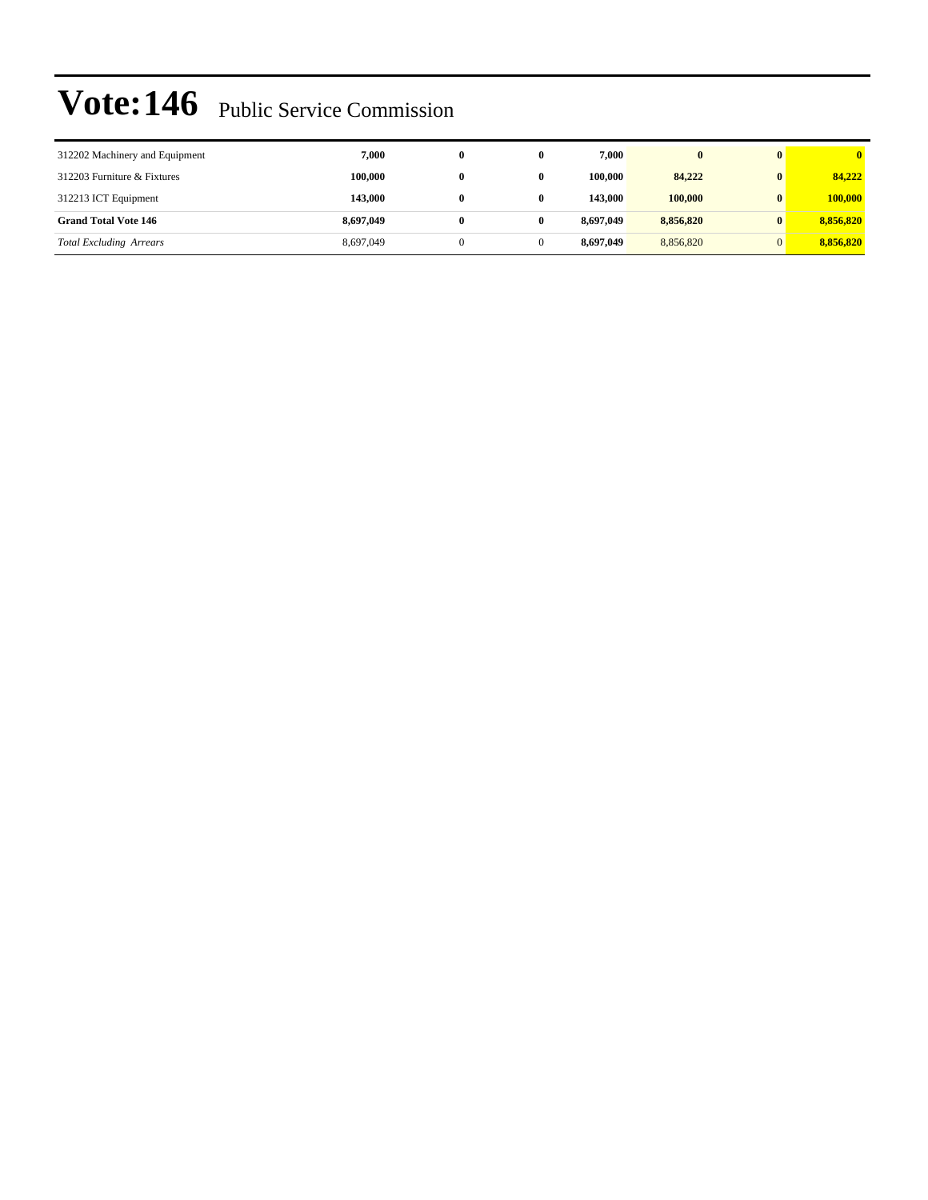# Vote:146 Public Service Commission

| | | | | | | | |
|---|---|---|---|---|---|---|---|
| 312202 Machinery and Equipment | **7,000** | **0** | **0** | **7,000** | **0** | **0** | **0** |
| 312203 Furniture & Fixtures | **100,000** | **0** | **0** | **100,000** | **84,222** | **0** | **84,222** |
| 312213 ICT Equipment | **143,000** | **0** | **0** | **143,000** | **100,000** | **0** | **100,000** |
| **Grand Total Vote 146** | **8,697,049** | **0** | **0** | **8,697,049** | **8,856,820** | **0** | **8,856,820** |
| *Total Excluding Arrears* | 8,697,049 | 0 | 0 | **8,697,049** | 8,856,820 | 0 | **8,856,820** |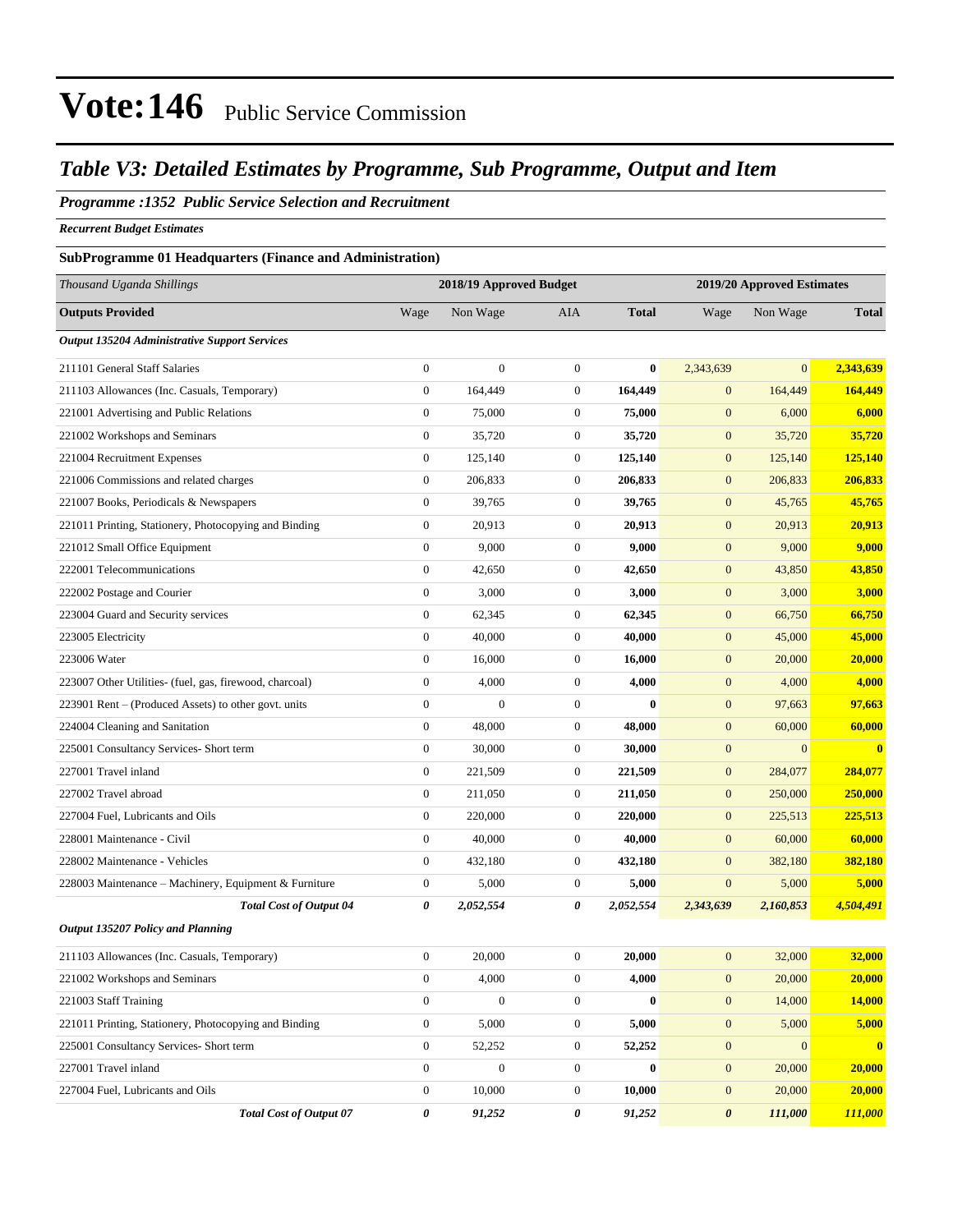# Vote:146 Public Service Commission

## *Table V3: Detailed Estimates by Programme, Sub Programme, Output and Item*

### *Programme :1352 Public Service Selection and Recruitment*

***Recurrent Budget Estimates***

**SubProgramme 01 Headquarters (Finance and Administration)**

| *Thousand Uganda Shillings* | 2018/19 Approved Budget | | | | 2019/20 Approved Estimates | | |
|---|---|---|---|---|---|---|---|
| **Outputs Provided** | Wage | Non Wage | AIA | **Total** | Wage | Non Wage | **Total** |
| ***Output 135204 Administrative Support Services*** | | | | | | | |
| 211101 General Staff Salaries | 0 | 0 | 0 | **0** | 2,343,639 | 0 | **2,343,639** |
| 211103 Allowances (Inc. Casuals, Temporary) | 0 | 164,449 | 0 | **164,449** | 0 | 164,449 | **164,449** |
| 221001 Advertising and Public Relations | 0 | 75,000 | 0 | **75,000** | 0 | 6,000 | **6,000** |
| 221002 Workshops and Seminars | 0 | 35,720 | 0 | **35,720** | 0 | 35,720 | **35,720** |
| 221004 Recruitment Expenses | 0 | 125,140 | 0 | **125,140** | 0 | 125,140 | **125,140** |
| 221006 Commissions and related charges | 0 | 206,833 | 0 | **206,833** | 0 | 206,833 | **206,833** |
| 221007 Books, Periodicals & Newspapers | 0 | 39,765 | 0 | **39,765** | 0 | 45,765 | **45,765** |
| 221011 Printing, Stationery, Photocopying and Binding | 0 | 20,913 | 0 | **20,913** | 0 | 20,913 | **20,913** |
| 221012 Small Office Equipment | 0 | 9,000 | 0 | **9,000** | 0 | 9,000 | **9,000** |
| 222001 Telecommunications | 0 | 42,650 | 0 | **42,650** | 0 | 43,850 | **43,850** |
| 222002 Postage and Courier | 0 | 3,000 | 0 | **3,000** | 0 | 3,000 | **3,000** |
| 223004 Guard and Security services | 0 | 62,345 | 0 | **62,345** | 0 | 66,750 | **66,750** |
| 223005 Electricity | 0 | 40,000 | 0 | **40,000** | 0 | 45,000 | **45,000** |
| 223006 Water | 0 | 16,000 | 0 | **16,000** | 0 | 20,000 | **20,000** |
| 223007 Other Utilities- (fuel, gas, firewood, charcoal) | 0 | 4,000 | 0 | **4,000** | 0 | 4,000 | **4,000** |
| 223901 Rent – (Produced Assets) to other govt. units | 0 | 0 | 0 | **0** | 0 | 97,663 | **97,663** |
| 224004 Cleaning and Sanitation | 0 | 48,000 | 0 | **48,000** | 0 | 60,000 | **60,000** |
| 225001 Consultancy Services- Short term | 0 | 30,000 | 0 | **30,000** | 0 | 0 | **0** |
| 227001 Travel inland | 0 | 221,509 | 0 | **221,509** | 0 | 284,077 | **284,077** |
| 227002 Travel abroad | 0 | 211,050 | 0 | **211,050** | 0 | 250,000 | **250,000** |
| 227004 Fuel, Lubricants and Oils | 0 | 220,000 | 0 | **220,000** | 0 | 225,513 | **225,513** |
| 228001 Maintenance - Civil | 0 | 40,000 | 0 | **40,000** | 0 | 60,000 | **60,000** |
| 228002 Maintenance - Vehicles | 0 | 432,180 | 0 | **432,180** | 0 | 382,180 | **382,180** |
| 228003 Maintenance – Machinery, Equipment & Furniture | 0 | 5,000 | 0 | **5,000** | 0 | 5,000 | **5,000** |
| ***Total Cost of Output 04*** | ***0*** | ***2,052,554*** | ***0*** | ***2,052,554*** | ***2,343,639*** | ***2,160,853*** | ***4,504,491*** |
| ***Output 135207 Policy and Planning*** | | | | | | | |
| 211103 Allowances (Inc. Casuals, Temporary) | 0 | 20,000 | 0 | **20,000** | 0 | 32,000 | **32,000** |
| 221002 Workshops and Seminars | 0 | 4,000 | 0 | **4,000** | 0 | 20,000 | **20,000** |
| 221003 Staff Training | 0 | 0 | 0 | **0** | 0 | 14,000 | **14,000** |
| 221011 Printing, Stationery, Photocopying and Binding | 0 | 5,000 | 0 | **5,000** | 0 | 5,000 | **5,000** |
| 225001 Consultancy Services- Short term | 0 | 52,252 | 0 | **52,252** | 0 | 0 | **0** |
| 227001 Travel inland | 0 | 0 | 0 | **0** | 0 | 20,000 | **20,000** |
| 227004 Fuel, Lubricants and Oils | 0 | 10,000 | 0 | **10,000** | 0 | 20,000 | **20,000** |
| ***Total Cost of Output 07*** | ***0*** | ***91,252*** | ***0*** | ***91,252*** | ***0*** | ***111,000*** | ***111,000*** |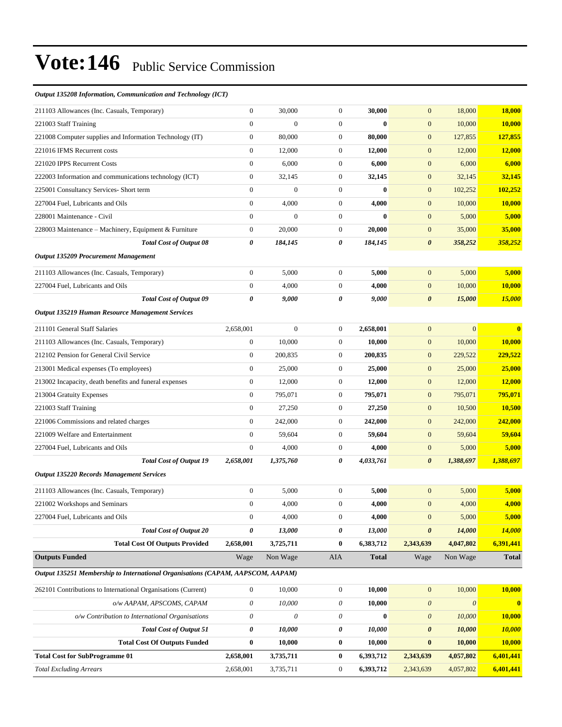# Vote:146 Public Service Commission

| | | | | | | | |
|---|---|---|---|---|---|---|---|
| ***Output 135208 Information, Communication and Technology (ICT)*** | | | | | | | |
| 211103 Allowances (Inc. Casuals, Temporary) | 0 | 30,000 | 0 | **30,000** | 0 | 18,000 | **18,000** |
| 221003 Staff Training | 0 | 0 | 0 | **0** | 0 | 10,000 | **10,000** |
| 221008 Computer supplies and Information Technology (IT) | 0 | 80,000 | 0 | **80,000** | 0 | 127,855 | **127,855** |
| 221016 IFMS Recurrent costs | 0 | 12,000 | 0 | **12,000** | 0 | 12,000 | **12,000** |
| 221020 IPPS Recurrent Costs | 0 | 6,000 | 0 | **6,000** | 0 | 6,000 | **6,000** |
| 222003 Information and communications technology (ICT) | 0 | 32,145 | 0 | **32,145** | 0 | 32,145 | **32,145** |
| 225001 Consultancy Services- Short term | 0 | 0 | 0 | **0** | 0 | 102,252 | **102,252** |
| 227004 Fuel, Lubricants and Oils | 0 | 4,000 | 0 | **4,000** | 0 | 10,000 | **10,000** |
| 228001 Maintenance - Civil | 0 | 0 | 0 | **0** | 0 | 5,000 | **5,000** |
| 228003 Maintenance – Machinery, Equipment & Furniture | 0 | 20,000 | 0 | **20,000** | 0 | 35,000 | **35,000** |
| ***Total Cost of Output 08*** | ***0*** | ***184,145*** | ***0*** | ***184,145*** | ***0*** | ***358,252*** | ***358,252*** |
| ***Output 135209 Procurement Management*** | | | | | | | |
| 211103 Allowances (Inc. Casuals, Temporary) | 0 | 5,000 | 0 | **5,000** | 0 | 5,000 | **5,000** |
| 227004 Fuel, Lubricants and Oils | 0 | 4,000 | 0 | **4,000** | 0 | 10,000 | **10,000** |
| ***Total Cost of Output 09*** | ***0*** | ***9,000*** | ***0*** | ***9,000*** | ***0*** | ***15,000*** | ***15,000*** |
| ***Output 135219 Human Resource Management Services*** | | | | | | | |
| 211101 General Staff Salaries | 2,658,001 | 0 | 0 | **2,658,001** | 0 | 0 | **0** |
| 211103 Allowances (Inc. Casuals, Temporary) | 0 | 10,000 | 0 | **10,000** | 0 | 10,000 | **10,000** |
| 212102 Pension for General Civil Service | 0 | 200,835 | 0 | **200,835** | 0 | 229,522 | **229,522** |
| 213001 Medical expenses (To employees) | 0 | 25,000 | 0 | **25,000** | 0 | 25,000 | **25,000** |
| 213002 Incapacity, death benefits and funeral expenses | 0 | 12,000 | 0 | **12,000** | 0 | 12,000 | **12,000** |
| 213004 Gratuity Expenses | 0 | 795,071 | 0 | **795,071** | 0 | 795,071 | **795,071** |
| 221003 Staff Training | 0 | 27,250 | 0 | **27,250** | 0 | 10,500 | **10,500** |
| 221006 Commissions and related charges | 0 | 242,000 | 0 | **242,000** | 0 | 242,000 | **242,000** |
| 221009 Welfare and Entertainment | 0 | 59,604 | 0 | **59,604** | 0 | 59,604 | **59,604** |
| 227004 Fuel, Lubricants and Oils | 0 | 4,000 | 0 | **4,000** | 0 | 5,000 | **5,000** |
| ***Total Cost of Output 19*** | ***2,658,001*** | ***1,375,760*** | ***0*** | ***4,033,761*** | ***0*** | ***1,388,697*** | ***1,388,697*** |
| ***Output 135220 Records Management Services*** | | | | | | | |
| 211103 Allowances (Inc. Casuals, Temporary) | 0 | 5,000 | 0 | **5,000** | 0 | 5,000 | **5,000** |
| 221002 Workshops and Seminars | 0 | 4,000 | 0 | **4,000** | 0 | 4,000 | **4,000** |
| 227004 Fuel, Lubricants and Oils | 0 | 4,000 | 0 | **4,000** | 0 | 5,000 | **5,000** |
| ***Total Cost of Output 20*** | ***0*** | ***13,000*** | ***0*** | ***13,000*** | ***0*** | ***14,000*** | ***14,000*** |
| **Total Cost Of Outputs Provided** | **2,658,001** | **3,725,711** | **0** | **6,383,712** | **2,343,639** | **4,047,802** | **6,391,441** |
| **Outputs Funded** | Wage | Non Wage | AIA | **Total** | Wage | Non Wage | **Total** |
| ***Output 135251 Membership to International Organisations (CAPAM, AAPSCOM, AAPAM)*** | | | | | | | |
| 262101 Contributions to International Organisations (Current) | 0 | 10,000 | 0 | **10,000** | 0 | 10,000 | **10,000** |
| *o/w AAPAM, APSCOMS, CAPAM* | *0* | *10,000* | *0* | **10,000** | *0* | *0* | **0** |
| *o/w Contribution to International Organisations* | *0* | *0* | *0* | **0** | *0* | *10,000* | **10,000** |
| ***Total Cost of Output 51*** | ***0*** | ***10,000*** | ***0*** | ***10,000*** | ***0*** | ***10,000*** | ***10,000*** |
| **Total Cost Of Outputs Funded** | **0** | **10,000** | **0** | **10,000** | **0** | **10,000** | **10,000** |
| **Total Cost for SubProgramme 01** | **2,658,001** | **3,735,711** | **0** | **6,393,712** | **2,343,639** | **4,057,802** | **6,401,441** |
| *Total Excluding Arrears* | 2,658,001 | 3,735,711 | 0 | **6,393,712** | 2,343,639 | 4,057,802 | **6,401,441** |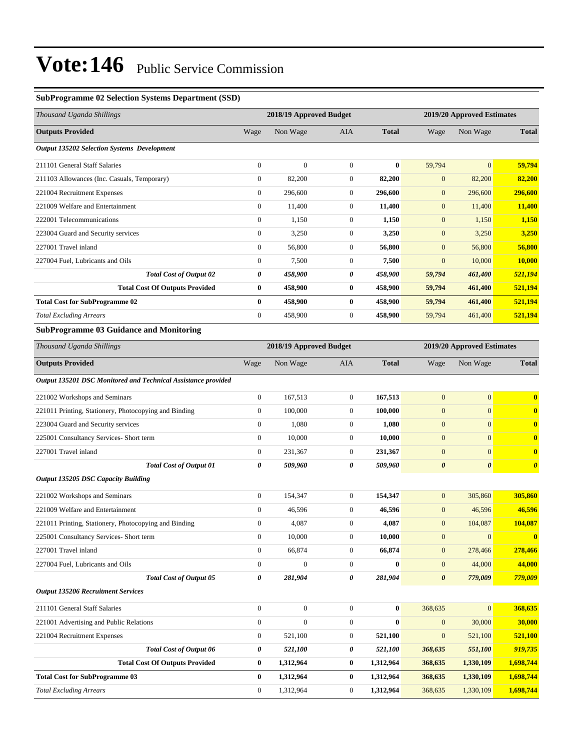# Vote:146 Public Service Commission

### SubProgramme 02 Selection Systems Department (SSD)

| *Thousand Uganda Shillings* | 2018/19 Approved Budget | | | | 2019/20 Approved Estimates | | |
|---|---|---|---|---|---|---|---|
| **Outputs Provided** | Wage | Non Wage | AIA | **Total** | Wage | Non Wage | **Total** |
| ***Output 135202 Selection Systems Development*** | | | | | | | |
| 211101 General Staff Salaries | 0 | 0 | 0 | **0** | 59,794 | 0 | **59,794** |
| 211103 Allowances (Inc. Casuals, Temporary) | 0 | 82,200 | 0 | **82,200** | 0 | 82,200 | **82,200** |
| 221004 Recruitment Expenses | 0 | 296,600 | 0 | **296,600** | 0 | 296,600 | **296,600** |
| 221009 Welfare and Entertainment | 0 | 11,400 | 0 | **11,400** | 0 | 11,400 | **11,400** |
| 222001 Telecommunications | 0 | 1,150 | 0 | **1,150** | 0 | 1,150 | **1,150** |
| 223004 Guard and Security services | 0 | 3,250 | 0 | **3,250** | 0 | 3,250 | **3,250** |
| 227001 Travel inland | 0 | 56,800 | 0 | **56,800** | 0 | 56,800 | **56,800** |
| 227004 Fuel, Lubricants and Oils | 0 | 7,500 | 0 | **7,500** | 0 | 10,000 | **10,000** |
| ***Total Cost of Output 02*** | ***0*** | ***458,900*** | ***0*** | ***458,900*** | ***59,794*** | ***461,400*** | ***521,194*** |
| **Total Cost Of Outputs Provided** | **0** | **458,900** | **0** | **458,900** | **59,794** | **461,400** | **521,194** |
| **Total Cost for SubProgramme 02** | **0** | **458,900** | **0** | **458,900** | **59,794** | **461,400** | **521,194** |
| *Total Excluding Arrears* | 0 | 458,900 | 0 | **458,900** | 59,794 | 461,400 | **521,194** |

### SubProgramme 03 Guidance and Monitoring

| *Thousand Uganda Shillings* | 2018/19 Approved Budget | | | | 2019/20 Approved Estimates | | |
|---|---|---|---|---|---|---|---|
| **Outputs Provided** | Wage | Non Wage | AIA | **Total** | Wage | Non Wage | **Total** |
| ***Output 135201 DSC Monitored and Technical Assistance provided*** | | | | | | | |
| 221002 Workshops and Seminars | 0 | 167,513 | 0 | **167,513** | 0 | 0 | **0** |
| 221011 Printing, Stationery, Photocopying and Binding | 0 | 100,000 | 0 | **100,000** | 0 | 0 | **0** |
| 223004 Guard and Security services | 0 | 1,080 | 0 | **1,080** | 0 | 0 | **0** |
| 225001 Consultancy Services- Short term | 0 | 10,000 | 0 | **10,000** | 0 | 0 | **0** |
| 227001 Travel inland | 0 | 231,367 | 0 | **231,367** | 0 | 0 | **0** |
| ***Total Cost of Output 01*** | ***0*** | ***509,960*** | ***0*** | ***509,960*** | ***0*** | ***0*** | ***0*** |
| ***Output 135205 DSC Capacity Building*** | | | | | | | |
| 221002 Workshops and Seminars | 0 | 154,347 | 0 | **154,347** | 0 | 305,860 | **305,860** |
| 221009 Welfare and Entertainment | 0 | 46,596 | 0 | **46,596** | 0 | 46,596 | **46,596** |
| 221011 Printing, Stationery, Photocopying and Binding | 0 | 4,087 | 0 | **4,087** | 0 | 104,087 | **104,087** |
| 225001 Consultancy Services- Short term | 0 | 10,000 | 0 | **10,000** | 0 | 0 | **0** |
| 227001 Travel inland | 0 | 66,874 | 0 | **66,874** | 0 | 278,466 | **278,466** |
| 227004 Fuel, Lubricants and Oils | 0 | 0 | 0 | **0** | 0 | 44,000 | **44,000** |
| ***Total Cost of Output 05*** | ***0*** | ***281,904*** | ***0*** | ***281,904*** | ***0*** | ***779,009*** | ***779,009*** |
| ***Output 135206 Recruitment Services*** | | | | | | | |
| 211101 General Staff Salaries | 0 | 0 | 0 | **0** | 368,635 | 0 | **368,635** |
| 221001 Advertising and Public Relations | 0 | 0 | 0 | **0** | 0 | 30,000 | **30,000** |
| 221004 Recruitment Expenses | 0 | 521,100 | 0 | **521,100** | 0 | 521,100 | **521,100** |
| ***Total Cost of Output 06*** | ***0*** | ***521,100*** | ***0*** | ***521,100*** | ***368,635*** | ***551,100*** | ***919,735*** |
| **Total Cost Of Outputs Provided** | **0** | **1,312,964** | **0** | **1,312,964** | **368,635** | **1,330,109** | **1,698,744** |
| **Total Cost for SubProgramme 03** | **0** | **1,312,964** | **0** | **1,312,964** | **368,635** | **1,330,109** | **1,698,744** |
| *Total Excluding Arrears* | 0 | 1,312,964 | 0 | **1,312,964** | 368,635 | 1,330,109 | **1,698,744** |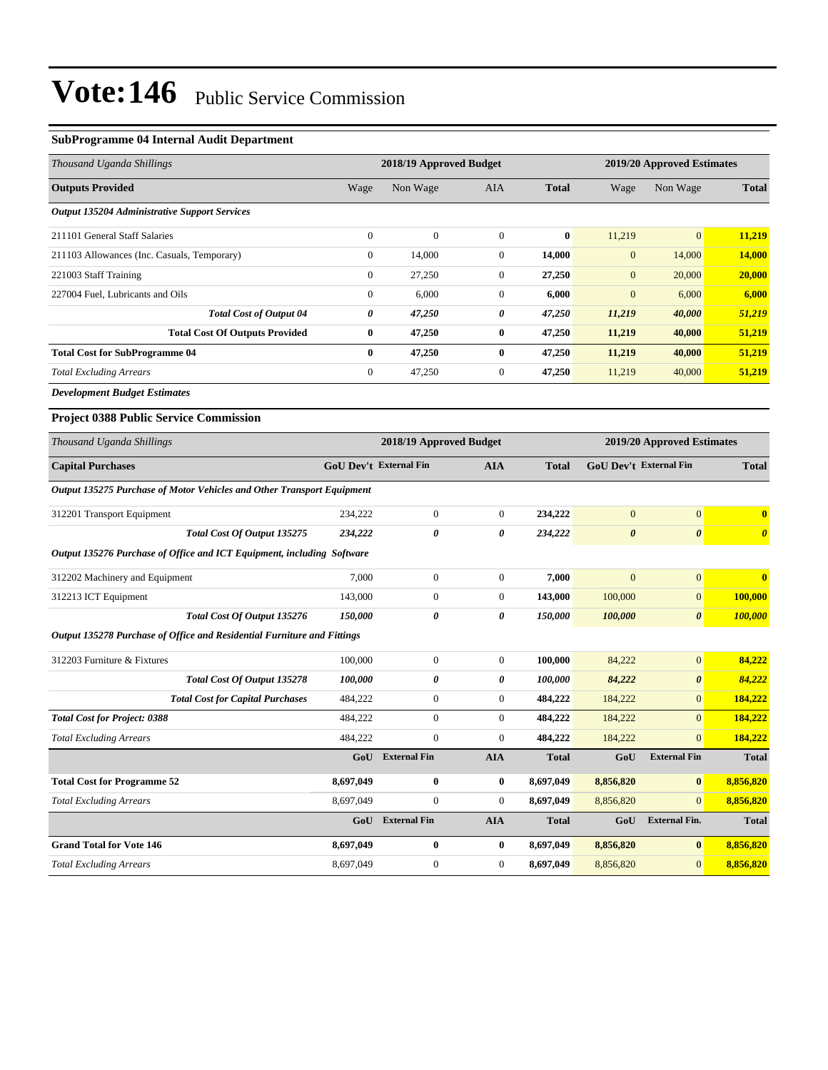# Vote:146 Public Service Commission

### SubProgramme 04 Internal Audit Department

| *Thousand Uganda Shillings* | 2018/19 Approved Budget | | | | 2019/20 Approved Estimates | | |
|---|---|---|---|---|---|---|---|
| **Outputs Provided** | Wage | Non Wage | AIA | **Total** | Wage | Non Wage | **Total** |
| ***Output 135204 Administrative Support Services*** | | | | | | | |
| 211101 General Staff Salaries | 0 | 0 | 0 | **0** | 11,219 | 0 | **11,219** |
| 211103 Allowances (Inc. Casuals, Temporary) | 0 | 14,000 | 0 | **14,000** | 0 | 14,000 | **14,000** |
| 221003 Staff Training | 0 | 27,250 | 0 | **27,250** | 0 | 20,000 | **20,000** |
| 227004 Fuel, Lubricants and Oils | 0 | 6,000 | 0 | **6,000** | 0 | 6,000 | **6,000** |
| ***Total Cost of Output 04*** | ***0*** | ***47,250*** | ***0*** | ***47,250*** | ***11,219*** | ***40,000*** | ***51,219*** |
| **Total Cost Of Outputs Provided** | **0** | **47,250** | **0** | **47,250** | **11,219** | **40,000** | **51,219** |
| **Total Cost for SubProgramme 04** | **0** | **47,250** | **0** | **47,250** | **11,219** | **40,000** | **51,219** |
| *Total Excluding Arrears* | 0 | 47,250 | 0 | **47,250** | 11,219 | 40,000 | **51,219** |

***Development Budget Estimates***

### Project 0388 Public Service Commission

| *Thousand Uganda Shillings* | 2018/19 Approved Budget | | | | 2019/20 Approved Estimates | | |
|---|---|---|---|---|---|---|---|
| **Capital Purchases** | **GoU Dev't** | **External Fin** | **AIA** | **Total** | **GoU Dev't** | **External Fin** | **Total** |
| ***Output 135275 Purchase of Motor Vehicles and Other Transport Equipment*** | | | | | | | |
| 312201 Transport Equipment | 234,222 | 0 | 0 | **234,222** | 0 | 0 | **0** |
| ***Total Cost Of Output 135275*** | ***234,222*** | ***0*** | ***0*** | ***234,222*** | ***0*** | ***0*** | ***0*** |
| ***Output 135276 Purchase of Office and ICT Equipment, including Software*** | | | | | | | |
| 312202 Machinery and Equipment | 7,000 | 0 | 0 | **7,000** | 0 | 0 | **0** |
| 312213 ICT Equipment | 143,000 | 0 | 0 | **143,000** | 100,000 | 0 | **100,000** |
| ***Total Cost Of Output 135276*** | ***150,000*** | ***0*** | ***0*** | ***150,000*** | ***100,000*** | ***0*** | ***100,000*** |
| ***Output 135278 Purchase of Office and Residential Furniture and Fittings*** | | | | | | | |
| 312203 Furniture & Fixtures | 100,000 | 0 | 0 | **100,000** | 84,222 | 0 | **84,222** |
| ***Total Cost Of Output 135278*** | ***100,000*** | ***0*** | ***0*** | ***100,000*** | ***84,222*** | ***0*** | ***84,222*** |
| ***Total Cost for Capital Purchases*** | 484,222 | 0 | 0 | **484,222** | 184,222 | 0 | **184,222** |
| ***Total Cost for Project: 0388*** | 484,222 | 0 | 0 | **484,222** | 184,222 | 0 | **184,222** |
| *Total Excluding Arrears* | 484,222 | 0 | 0 | **484,222** | 184,222 | 0 | **184,222** |
| | **GoU** | **External Fin** | **AIA** | **Total** | **GoU** | **External Fin** | **Total** |
| **Total Cost for Programme 52** | **8,697,049** | **0** | **0** | **8,697,049** | **8,856,820** | **0** | **8,856,820** |
| *Total Excluding Arrears* | 8,697,049 | 0 | 0 | **8,697,049** | 8,856,820 | 0 | **8,856,820** |
| | **GoU** | **External Fin** | **AIA** | **Total** | **GoU** | **External Fin.** | **Total** |
| **Grand Total for Vote 146** | **8,697,049** | **0** | **0** | **8,697,049** | **8,856,820** | **0** | **8,856,820** |
| *Total Excluding Arrears* | 8,697,049 | 0 | 0 | **8,697,049** | 8,856,820 | 0 | **8,856,820** |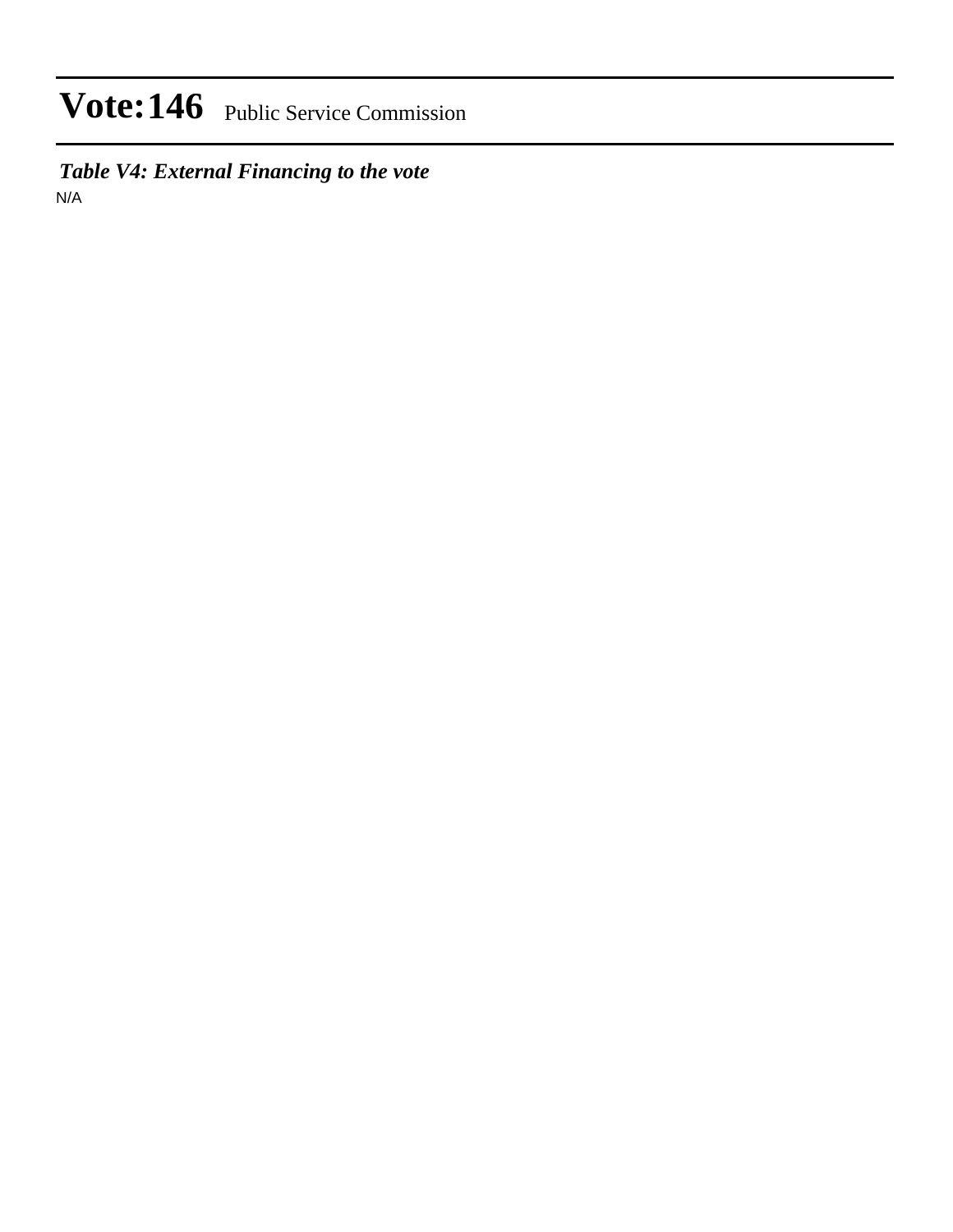# Vote:146 Public Service Commission

***Table V4: External Financing to the vote***

N/A